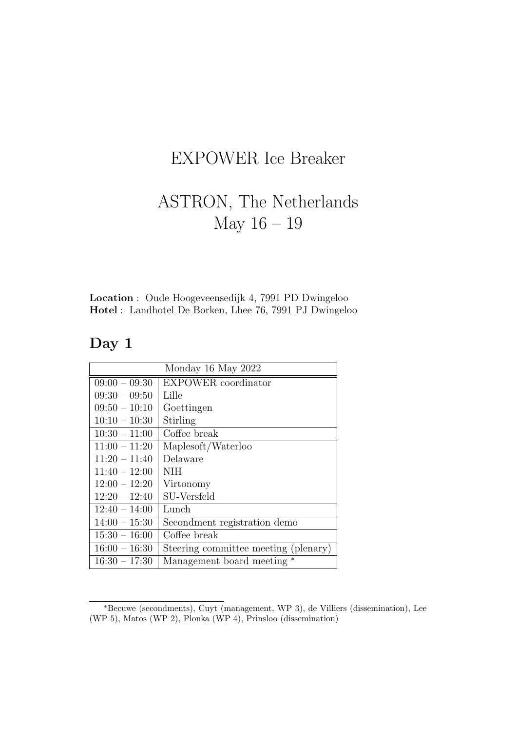# EXPOWER Ice Breaker

# ASTRON, The Netherlands
# May 16 – 19

**Location** : Oude Hoogeveensedijk 4, 7991 PD Dwingeloo
**Hotel** : Landhotel De Borken, Lhee 76, 7991 PJ Dwingeloo

## Day 1

| Monday 16 May 2022 | |
|---|---|
| 09:00 – 09:30 | EXPOWER coordinator |
| 09:30 – 09:50 | Lille |
| 09:50 – 10:10 | Goettingen |
| 10:10 – 10:30 | Stirling |
| 10:30 – 11:00 | Coffee break |
| 11:00 – 11:20 | Maplesoft/Waterloo |
| 11:20 – 11:40 | Delaware |
| 11:40 – 12:00 | NIH |
| 12:00 – 12:20 | Virtonomy |
| 12:20 – 12:40 | SU-Versfeld |
| 12:40 – 14:00 | Lunch |
| 14:00 – 15:30 | Secondment registration demo |
| 15:30 – 16:00 | Coffee break |
| 16:00 – 16:30 | Steering committee meeting (plenary) |
| 16:30 – 17:30 | Management board meeting * |

* Becuwe (secondments), Cuyt (management, WP 3), de Villiers (dissemination), Lee (WP 5), Matos (WP 2), Plonka (WP 4), Prinsloo (dissemination)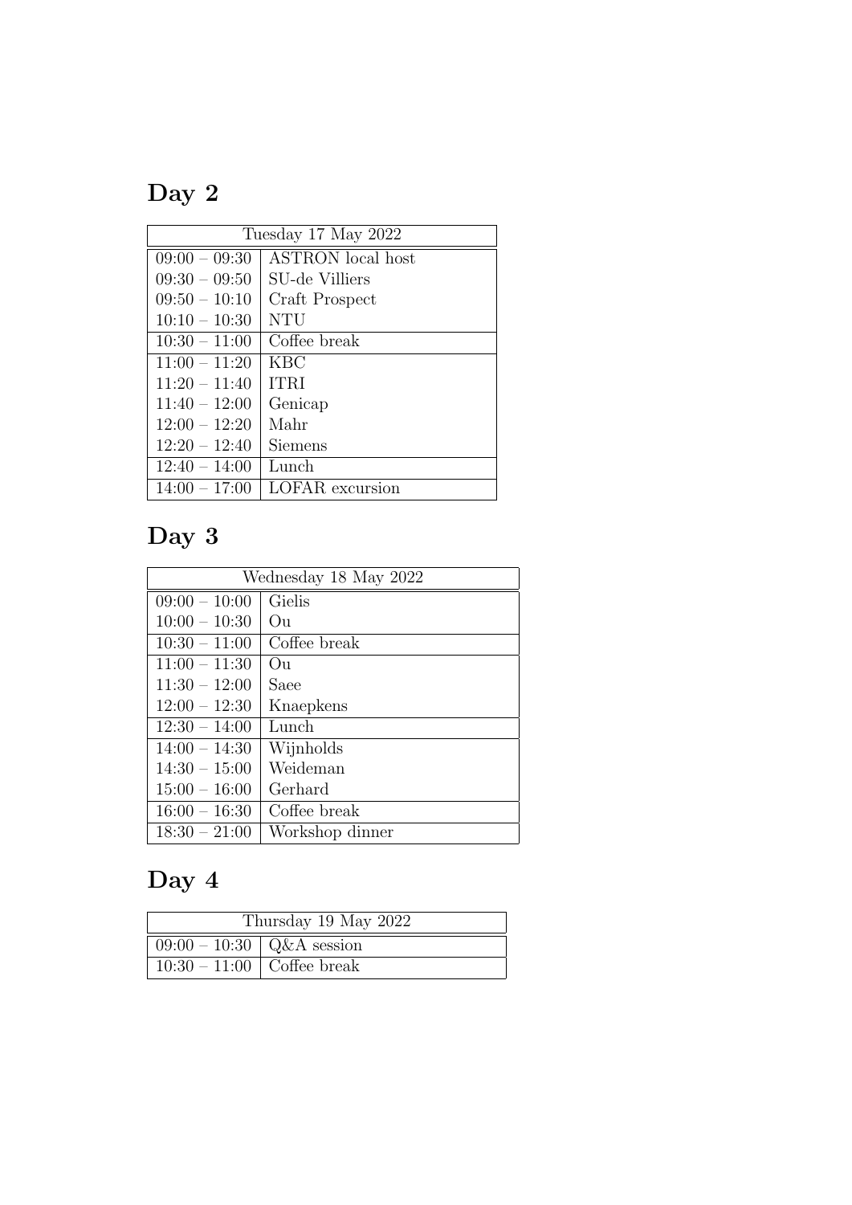## Day 2

| Tuesday 17 May 2022 | |
|---|---|
| 09:00 – 09:30 | ASTRON local host |
| 09:30 – 09:50 | SU-de Villiers |
| 09:50 – 10:10 | Craft Prospect |
| 10:10 – 10:30 | NTU |
| 10:30 – 11:00 | Coffee break |
| 11:00 – 11:20 | KBC |
| 11:20 – 11:40 | ITRI |
| 11:40 – 12:00 | Genicap |
| 12:00 – 12:20 | Mahr |
| 12:20 – 12:40 | Siemens |
| 12:40 – 14:00 | Lunch |
| 14:00 – 17:00 | LOFAR excursion |

## Day 3

| Wednesday 18 May 2022 | |
|---|---|
| 09:00 – 10:00 | Gielis |
| 10:00 – 10:30 | Ou |
| 10:30 – 11:00 | Coffee break |
| 11:00 – 11:30 | Ou |
| 11:30 – 12:00 | Saee |
| 12:00 – 12:30 | Knaepkens |
| 12:30 – 14:00 | Lunch |
| 14:00 – 14:30 | Wijnholds |
| 14:30 – 15:00 | Weideman |
| 15:00 – 16:00 | Gerhard |
| 16:00 – 16:30 | Coffee break |
| 18:30 – 21:00 | Workshop dinner |

## Day 4

| Thursday 19 May 2022 | |
|---|---|
| 09:00 – 10:30 | Q&A session |
| 10:30 – 11:00 | Coffee break |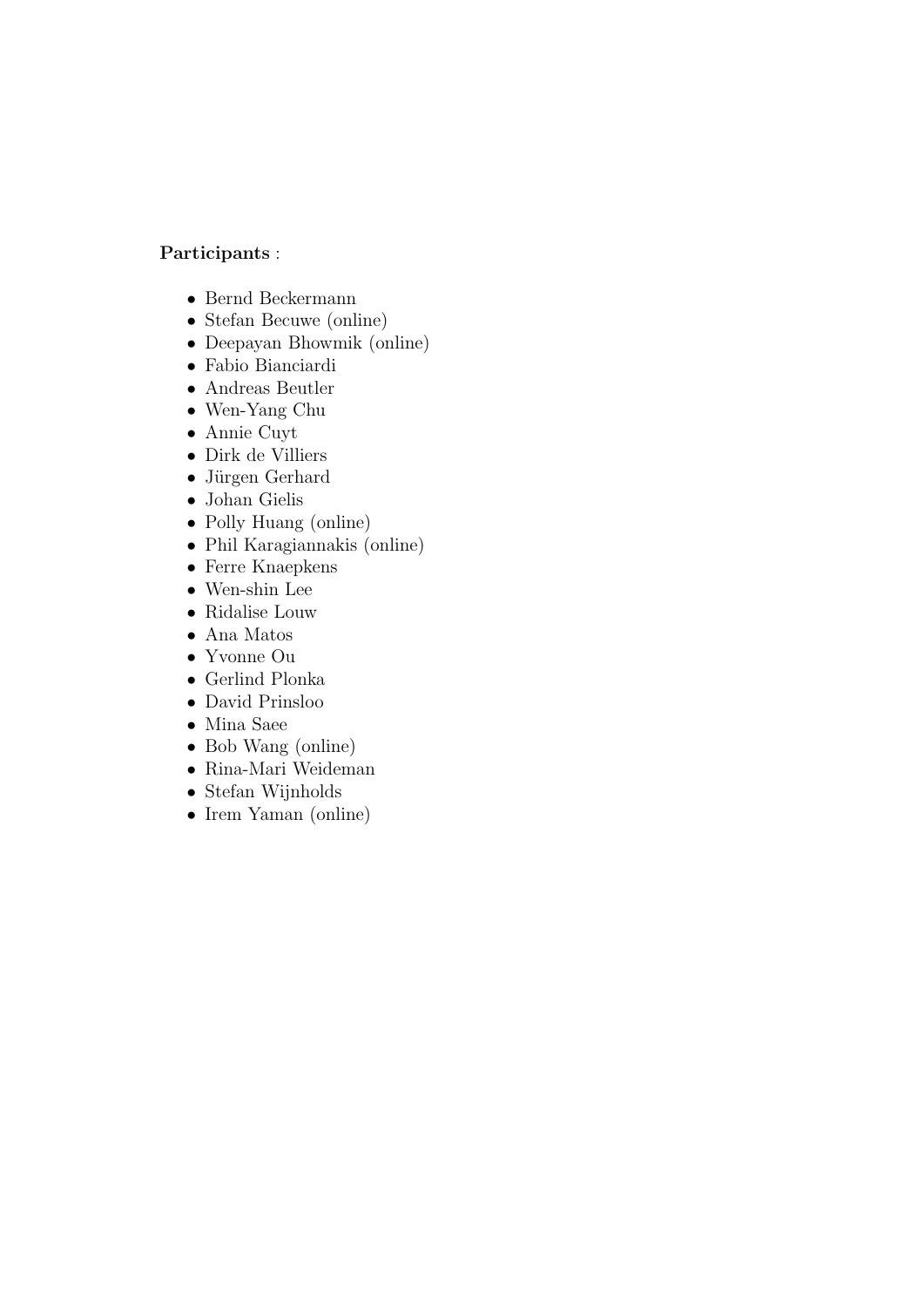**Participants** :

- Bernd Beckermann
- Stefan Becuwe (online)
- Deepayan Bhowmik (online)
- Fabio Bianciardi
- Andreas Beutler
- Wen-Yang Chu
- Annie Cuyt
- Dirk de Villiers
- Jürgen Gerhard
- Johan Gielis
- Polly Huang (online)
- Phil Karagiannakis (online)
- Ferre Knaepkens
- Wen-shin Lee
- Ridalise Louw
- Ana Matos
- Yvonne Ou
- Gerlind Plonka
- David Prinsloo
- Mina Saee
- Bob Wang (online)
- Rina-Mari Weideman
- Stefan Wijnholds
- Irem Yaman (online)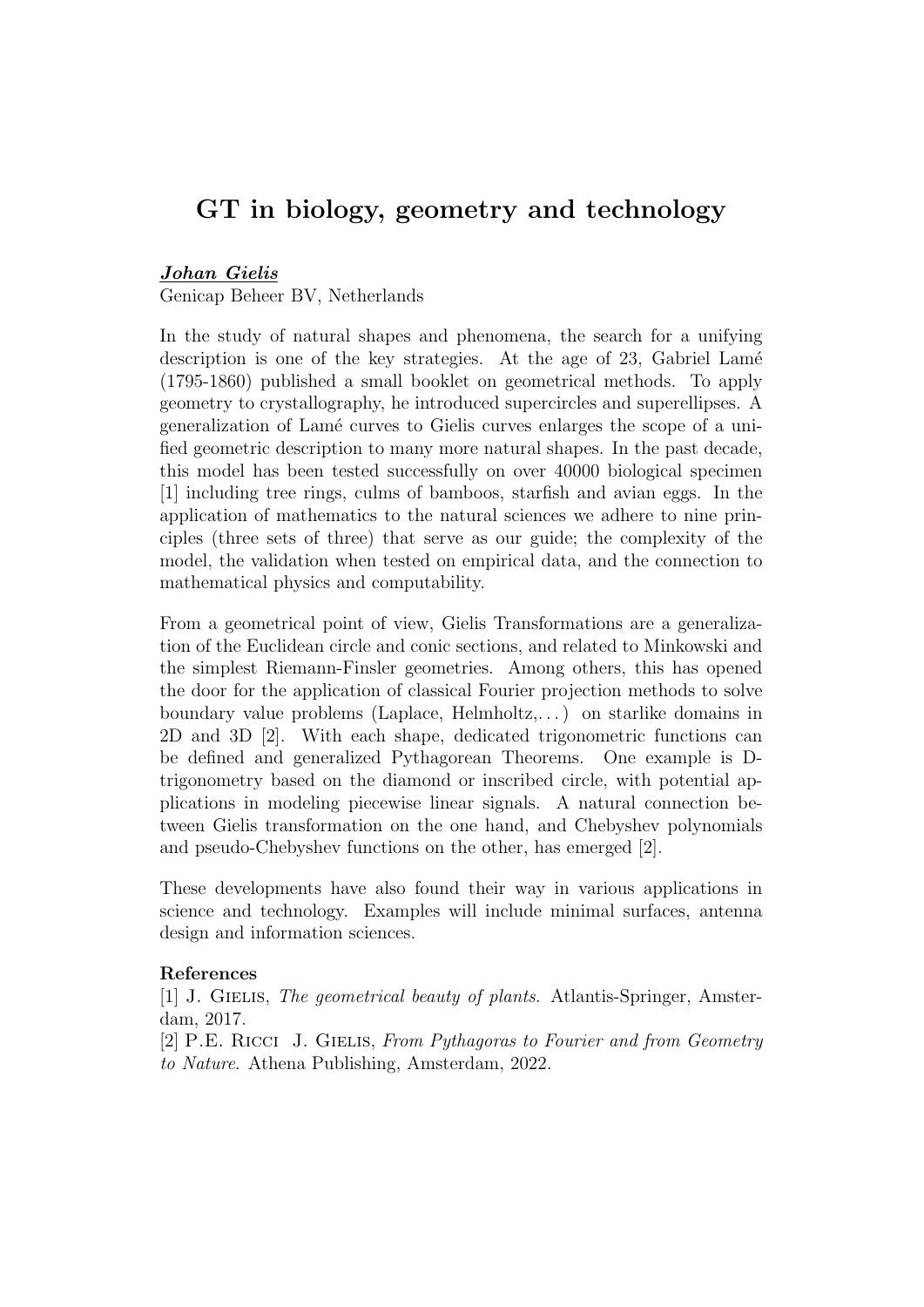# GT in biology, geometry and technology

***Johan Gielis***
Genicap Beheer BV, Netherlands

In the study of natural shapes and phenomena, the search for a unifying description is one of the key strategies. At the age of 23, Gabriel Lamé (1795-1860) published a small booklet on geometrical methods. To apply geometry to crystallography, he introduced supercircles and superellipses. A generalization of Lamé curves to Gielis curves enlarges the scope of a unified geometric description to many more natural shapes. In the past decade, this model has been tested successfully on over 40000 biological specimen [1] including tree rings, culms of bamboos, starfish and avian eggs. In the application of mathematics to the natural sciences we adhere to nine principles (three sets of three) that serve as our guide; the complexity of the model, the validation when tested on empirical data, and the connection to mathematical physics and computability.

From a geometrical point of view, Gielis Transformations are a generalization of the Euclidean circle and conic sections, and related to Minkowski and the simplest Riemann-Finsler geometries. Among others, this has opened the door for the application of classical Fourier projection methods to solve boundary value problems (Laplace, Helmholtz,...) on starlike domains in 2D and 3D [2]. With each shape, dedicated trigonometric functions can be defined and generalized Pythagorean Theorems. One example is D-trigonometry based on the diamond or inscribed circle, with potential applications in modeling piecewise linear signals. A natural connection between Gielis transformation on the one hand, and Chebyshev polynomials and pseudo-Chebyshev functions on the other, has emerged [2].

These developments have also found their way in various applications in science and technology. Examples will include minimal surfaces, antenna design and information sciences.

**References**

[1] J. Gielis, *The geometrical beauty of plants*. Atlantis-Springer, Amsterdam, 2017.

[2] P.E. Ricci J. Gielis, *From Pythagoras to Fourier and from Geometry to Nature*. Athena Publishing, Amsterdam, 2022.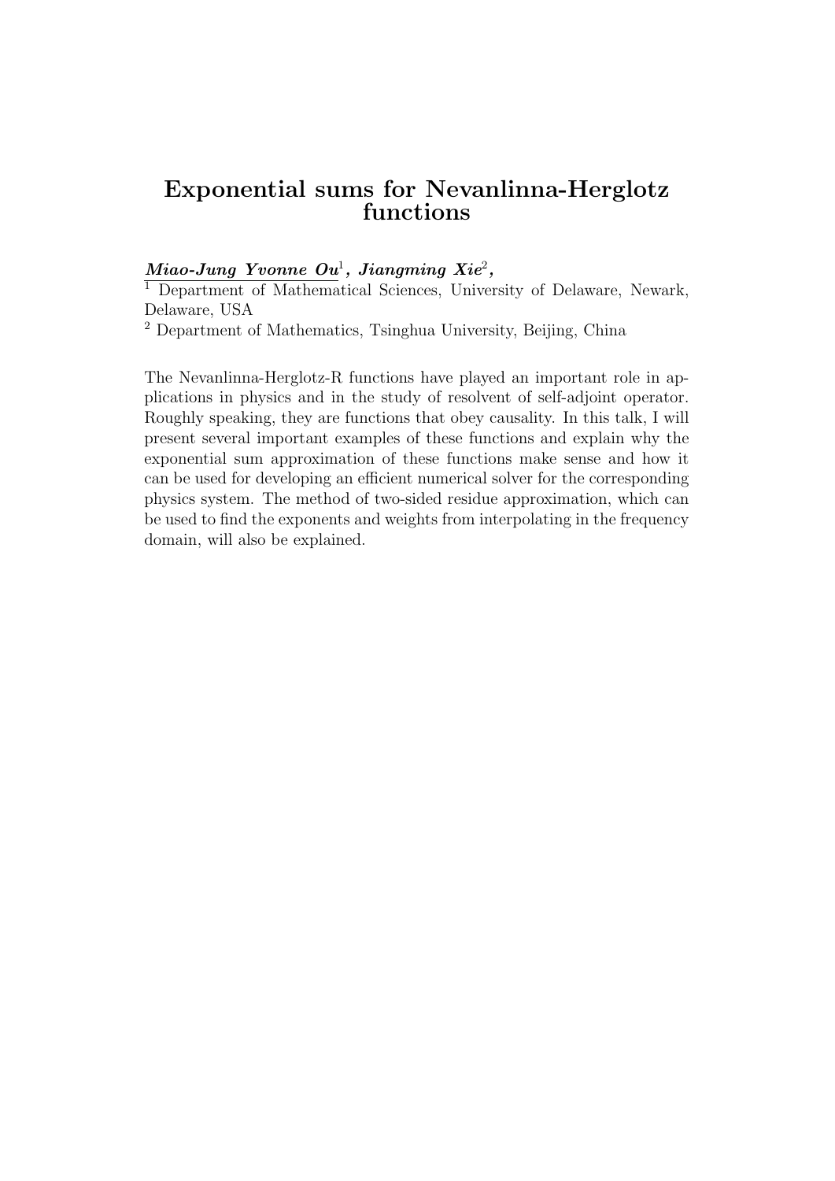# Exponential sums for Nevanlinna-Herglotz functions

***Miao-Jung Yvonne Ou***[1]**, *Jiangming Xie***[2]**,**

[1] Department of Mathematical Sciences, University of Delaware, Newark, Delaware, USA

[2] Department of Mathematics, Tsinghua University, Beijing, China

The Nevanlinna-Herglotz-R functions have played an important role in applications in physics and in the study of resolvent of self-adjoint operator. Roughly speaking, they are functions that obey causality. In this talk, I will present several important examples of these functions and explain why the exponential sum approximation of these functions make sense and how it can be used for developing an efficient numerical solver for the corresponding physics system. The method of two-sided residue approximation, which can be used to find the exponents and weights from interpolating in the frequency domain, will also be explained.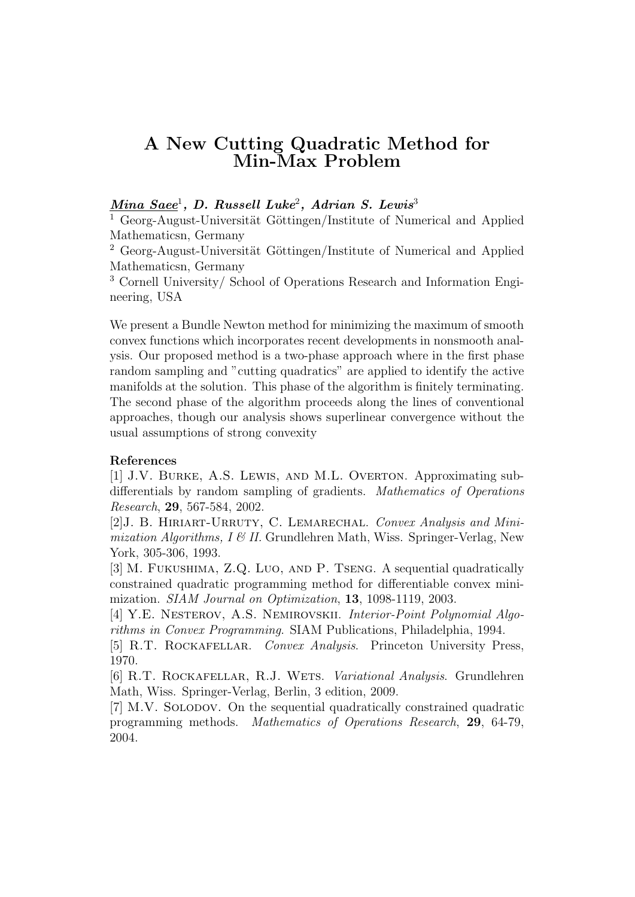# A New Cutting Quadratic Method for Min-Max Problem

***Mina Saee***[1], ***D. Russell Luke***[2], ***Adrian S. Lewis***[3]

[1] Georg-August-Universität Göttingen/Institute of Numerical and Applied Mathematicsn, Germany

[2] Georg-August-Universität Göttingen/Institute of Numerical and Applied Mathematicsn, Germany

[3] Cornell University/ School of Operations Research and Information Engineering, USA

We present a Bundle Newton method for minimizing the maximum of smooth convex functions which incorporates recent developments in nonsmooth analysis. Our proposed method is a two-phase approach where in the first phase random sampling and "cutting quadratics" are applied to identify the active manifolds at the solution. This phase of the algorithm is finitely terminating. The second phase of the algorithm proceeds along the lines of conventional approaches, though our analysis shows superlinear convergence without the usual assumptions of strong convexity

**References**

[1] J.V. Burke, A.S. Lewis, and M.L. Overton. Approximating subdifferentials by random sampling of gradients. *Mathematics of Operations Research*, **29**, 567-584, 2002.

[2]J. B. Hiriart-Urruty, C. Lemarechal. *Convex Analysis and Minimization Algorithms, I & II.* Grundlehren Math, Wiss. Springer-Verlag, New York, 305-306, 1993.

[3] M. Fukushima, Z.Q. Luo, and P. Tseng. A sequential quadratically constrained quadratic programming method for differentiable convex minimization. *SIAM Journal on Optimization*, **13**, 1098-1119, 2003.

[4] Y.E. Nesterov, A.S. Nemirovskii. *Interior-Point Polynomial Algorithms in Convex Programming*. SIAM Publications, Philadelphia, 1994.

[5] R.T. Rockafellar. *Convex Analysis*. Princeton University Press, 1970.

[6] R.T. Rockafellar, R.J. Wets. *Variational Analysis*. Grundlehren Math, Wiss. Springer-Verlag, Berlin, 3 edition, 2009.

[7] M.V. Solodov. On the sequential quadratically constrained quadratic programming methods. *Mathematics of Operations Research*, **29**, 64-79, 2004.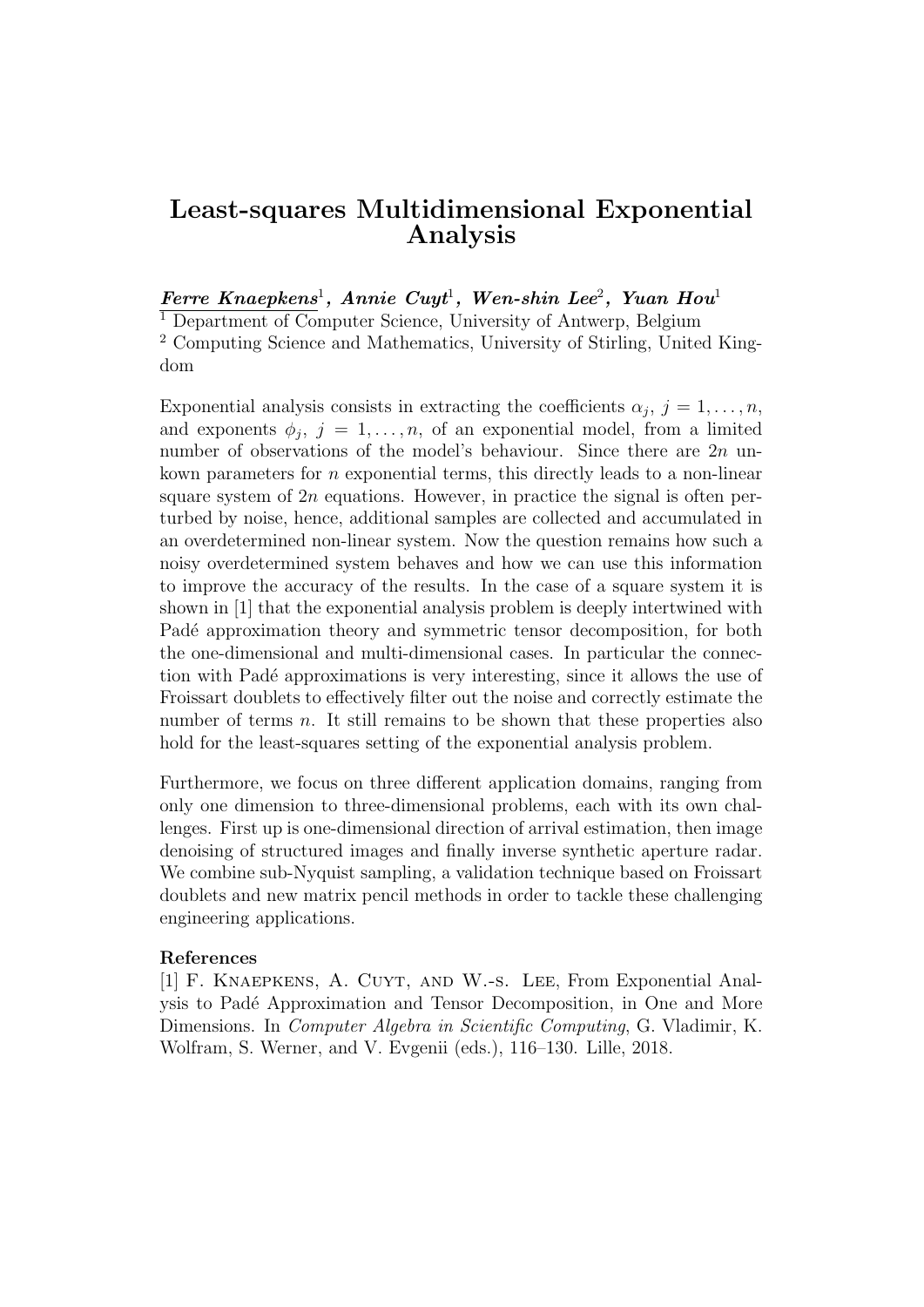# Least-squares Multidimensional Exponential Analysis

***Ferre Knaepkens***[1]***, Annie Cuyt***[1]***, Wen-shin Lee***[2]***, Yuan Hou***[1]

[1] Department of Computer Science, University of Antwerp, Belgium

[2] Computing Science and Mathematics, University of Stirling, United Kingdom

Exponential analysis consists in extracting the coefficients $\alpha_j$, $j = 1, \ldots, n$, and exponents $\phi_j$, $j = 1, \ldots, n$, of an exponential model, from a limited number of observations of the model's behaviour. Since there are $2n$ unkown parameters for $n$ exponential terms, this directly leads to a non-linear square system of $2n$ equations. However, in practice the signal is often perturbed by noise, hence, additional samples are collected and accumulated in an overdetermined non-linear system. Now the question remains how such a noisy overdetermined system behaves and how we can use this information to improve the accuracy of the results. In the case of a square system it is shown in [1] that the exponential analysis problem is deeply intertwined with Padé approximation theory and symmetric tensor decomposition, for both the one-dimensional and multi-dimensional cases. In particular the connection with Padé approximations is very interesting, since it allows the use of Froissart doublets to effectively filter out the noise and correctly estimate the number of terms $n$. It still remains to be shown that these properties also hold for the least-squares setting of the exponential analysis problem.

Furthermore, we focus on three different application domains, ranging from only one dimension to three-dimensional problems, each with its own challenges. First up is one-dimensional direction of arrival estimation, then image denoising of structured images and finally inverse synthetic aperture radar. We combine sub-Nyquist sampling, a validation technique based on Froissart doublets and new matrix pencil methods in order to tackle these challenging engineering applications.

**References**

[1] F. Knaepkens, A. Cuyt, and W.-s. Lee, From Exponential Analysis to Padé Approximation and Tensor Decomposition, in One and More Dimensions. In *Computer Algebra in Scientific Computing*, G. Vladimir, K. Wolfram, S. Werner, and V. Evgenii (eds.), 116–130. Lille, 2018.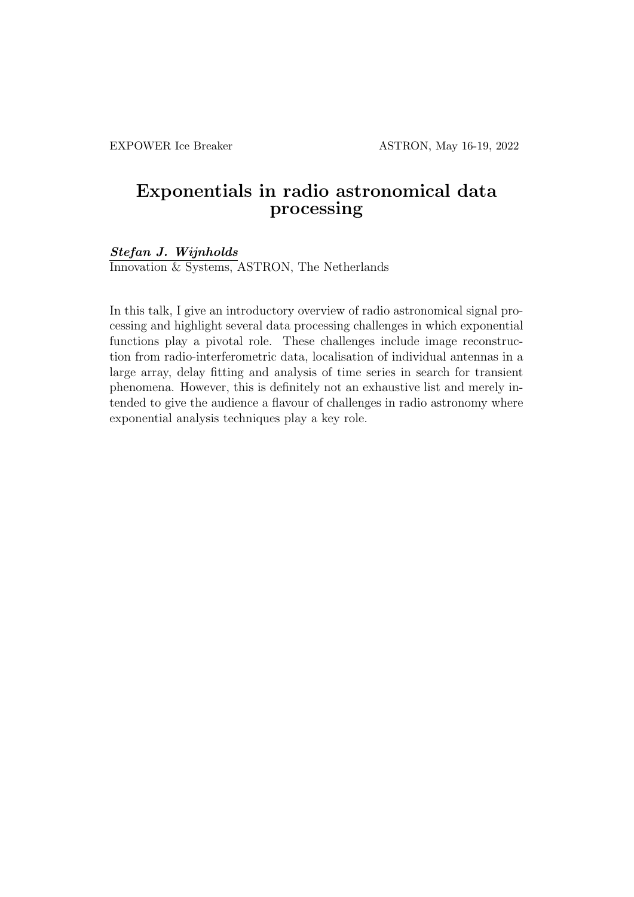# Exponentials in radio astronomical data processing

***Stefan J. Wijnholds***
Innovation & Systems, ASTRON, The Netherlands

In this talk, I give an introductory overview of radio astronomical signal processing and highlight several data processing challenges in which exponential functions play a pivotal role. These challenges include image reconstruction from radio-interferometric data, localisation of individual antennas in a large array, delay fitting and analysis of time series in search for transient phenomena. However, this is definitely not an exhaustive list and merely intended to give the audience a flavour of challenges in radio astronomy where exponential analysis techniques play a key role.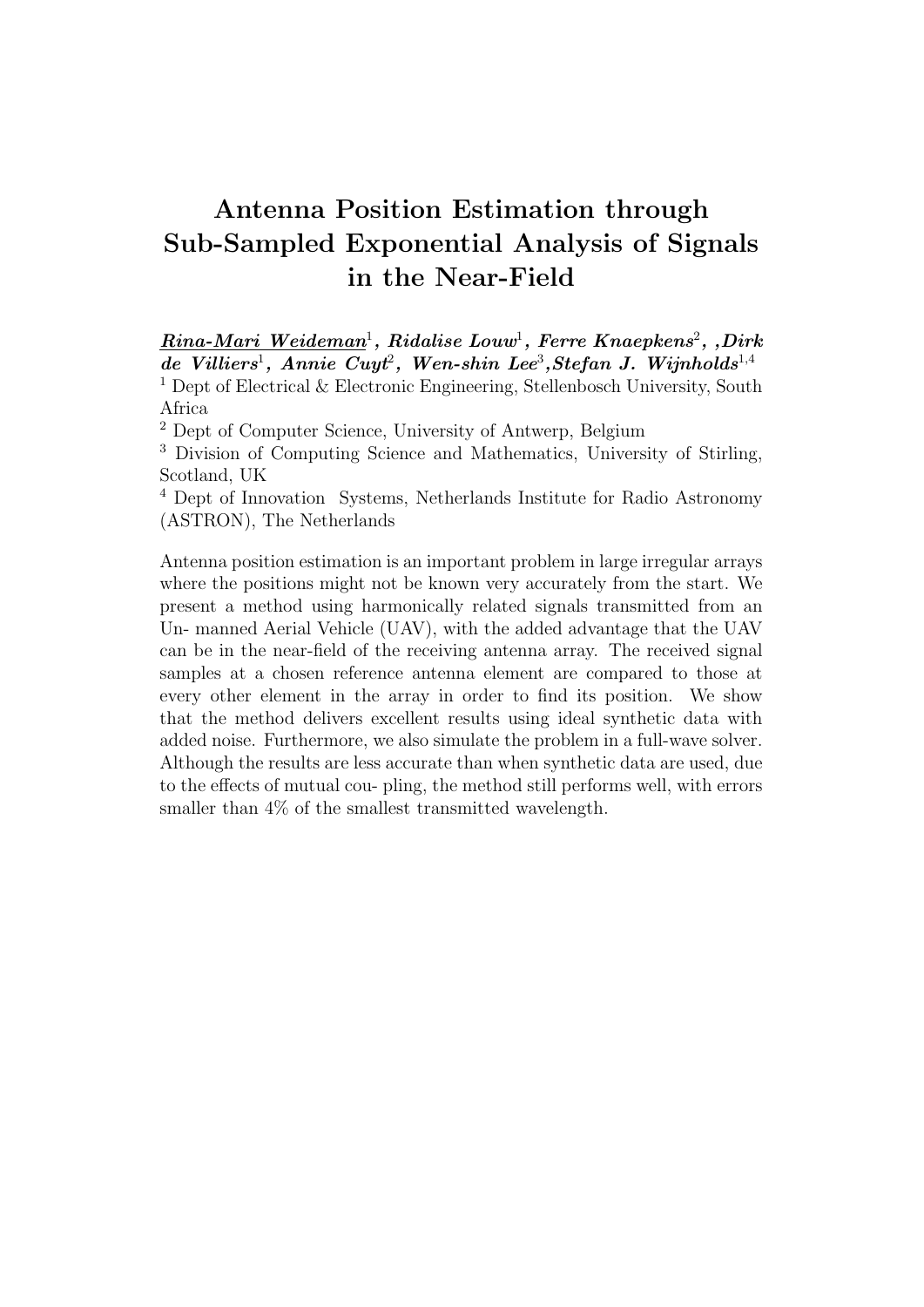# Antenna Position Estimation through Sub-Sampled Exponential Analysis of Signals in the Near-Field

***Rina-Mari Weideman***[1]***, Ridalise Louw***[1]***, Ferre Knaepkens***[2]***, ,Dirk de Villiers***[1]***, Annie Cuyt***[2]***, Wen-shin Lee***[3]***,Stefan J. Wijnholds***[1,4]

[1] Dept of Electrical & Electronic Engineering, Stellenbosch University, South Africa

[2] Dept of Computer Science, University of Antwerp, Belgium

[3] Division of Computing Science and Mathematics, University of Stirling, Scotland, UK

[4] Dept of Innovation Systems, Netherlands Institute for Radio Astronomy (ASTRON), The Netherlands

Antenna position estimation is an important problem in large irregular arrays where the positions might not be known very accurately from the start. We present a method using harmonically related signals transmitted from an Un- manned Aerial Vehicle (UAV), with the added advantage that the UAV can be in the near-field of the receiving antenna array. The received signal samples at a chosen reference antenna element are compared to those at every other element in the array in order to find its position. We show that the method delivers excellent results using ideal synthetic data with added noise. Furthermore, we also simulate the problem in a full-wave solver. Although the results are less accurate than when synthetic data are used, due to the effects of mutual cou- pling, the method still performs well, with errors smaller than 4% of the smallest transmitted wavelength.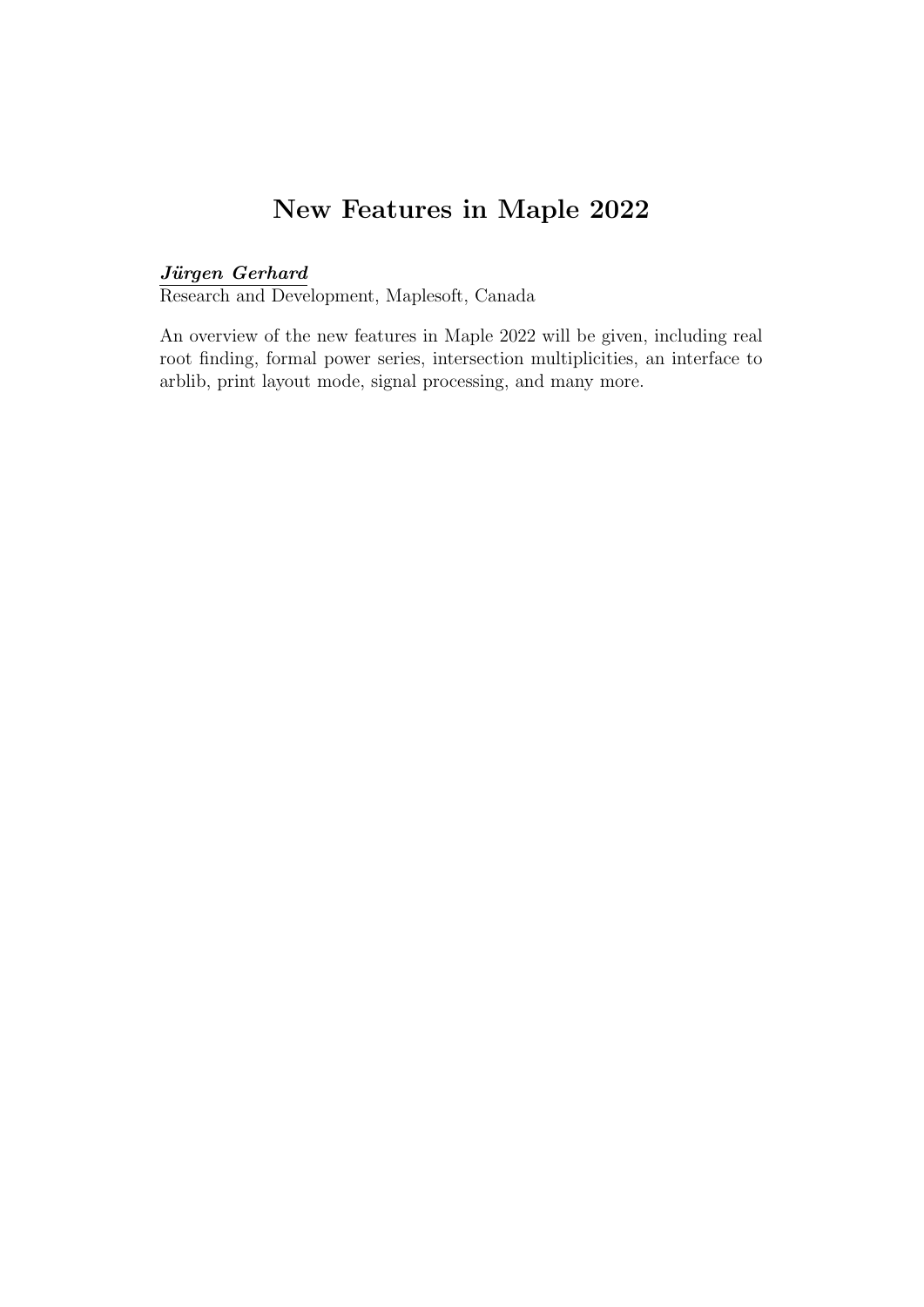# New Features in Maple 2022

***Jürgen Gerhard***
Research and Development, Maplesoft, Canada

An overview of the new features in Maple 2022 will be given, including real root finding, formal power series, intersection multiplicities, an interface to arblib, print layout mode, signal processing, and many more.